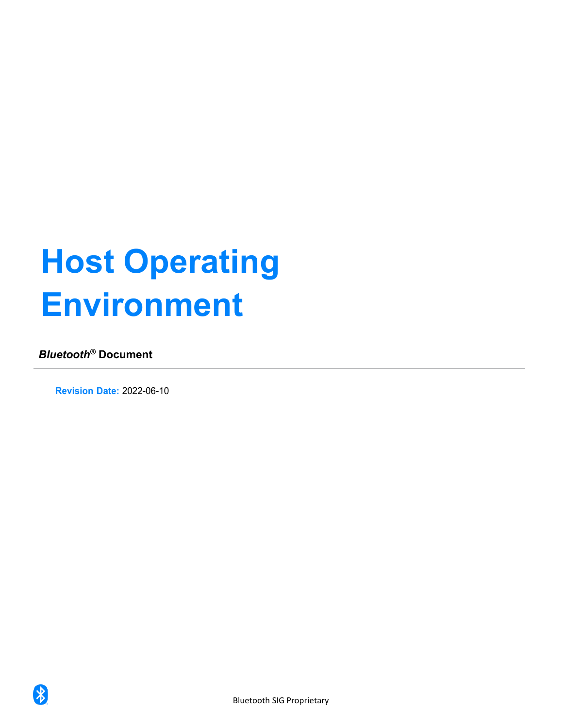# Host Operating Environment

***Bluetooth*® Document**

**Revision Date:** 2022-06-10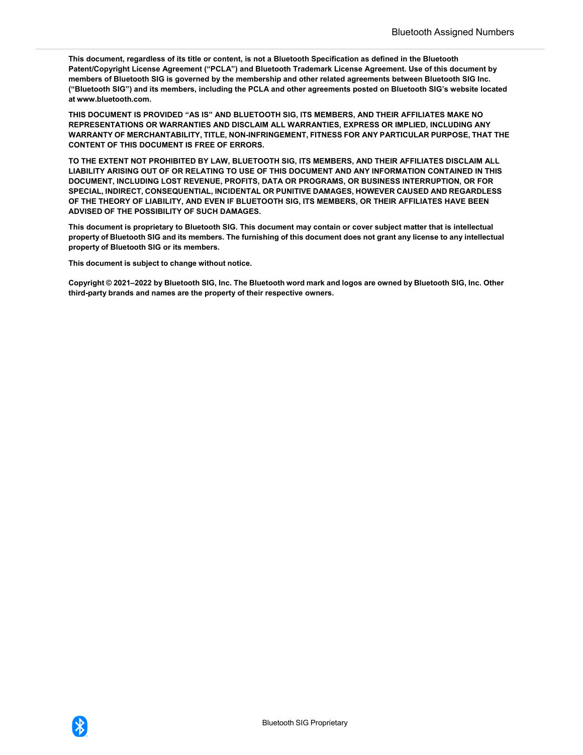**This document, regardless of its title or content, is not a Bluetooth Specification as defined in the Bluetooth Patent/Copyright License Agreement (“PCLA”) and Bluetooth Trademark License Agreement. Use of this document by members of Bluetooth SIG is governed by the membership and other related agreements between Bluetooth SIG Inc. (“Bluetooth SIG”) and its members, including the PCLA and other agreements posted on Bluetooth SIG’s website located at www.bluetooth.com.**

**THIS DOCUMENT IS PROVIDED “AS IS” AND BLUETOOTH SIG, ITS MEMBERS, AND THEIR AFFILIATES MAKE NO REPRESENTATIONS OR WARRANTIES AND DISCLAIM ALL WARRANTIES, EXPRESS OR IMPLIED, INCLUDING ANY WARRANTY OF MERCHANTABILITY, TITLE, NON-INFRINGEMENT, FITNESS FOR ANY PARTICULAR PURPOSE, THAT THE CONTENT OF THIS DOCUMENT IS FREE OF ERRORS.**

**TO THE EXTENT NOT PROHIBITED BY LAW, BLUETOOTH SIG, ITS MEMBERS, AND THEIR AFFILIATES DISCLAIM ALL LIABILITY ARISING OUT OF OR RELATING TO USE OF THIS DOCUMENT AND ANY INFORMATION CONTAINED IN THIS DOCUMENT, INCLUDING LOST REVENUE, PROFITS, DATA OR PROGRAMS, OR BUSINESS INTERRUPTION, OR FOR SPECIAL, INDIRECT, CONSEQUENTIAL, INCIDENTAL OR PUNITIVE DAMAGES, HOWEVER CAUSED AND REGARDLESS OF THE THEORY OF LIABILITY, AND EVEN IF BLUETOOTH SIG, ITS MEMBERS, OR THEIR AFFILIATES HAVE BEEN ADVISED OF THE POSSIBILITY OF SUCH DAMAGES.**

**This document is proprietary to Bluetooth SIG. This document may contain or cover subject matter that is intellectual property of Bluetooth SIG and its members. The furnishing of this document does not grant any license to any intellectual property of Bluetooth SIG or its members.**

**This document is subject to change without notice.**

**Copyright © 2021–2022 by Bluetooth SIG, Inc. The Bluetooth word mark and logos are owned by Bluetooth SIG, Inc. Other third-party brands and names are the property of their respective owners.**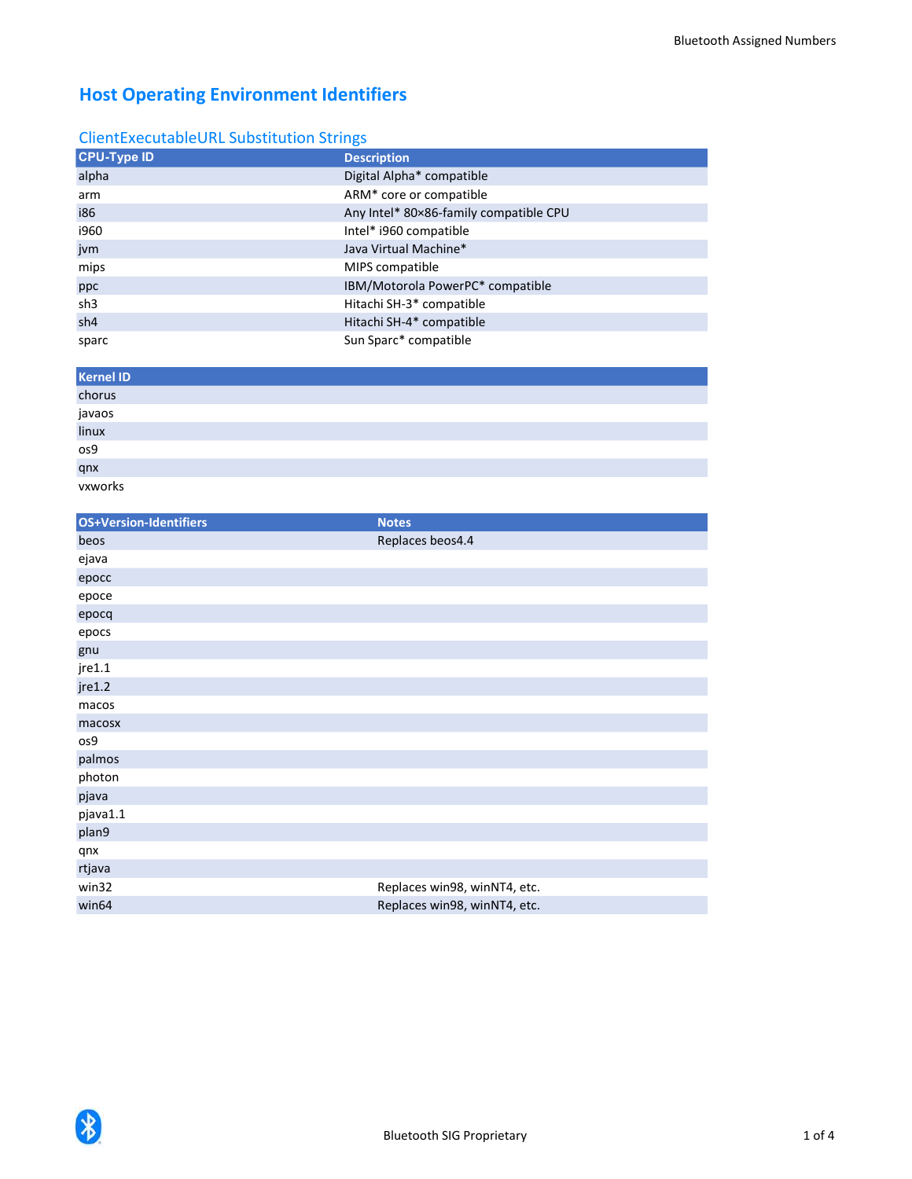# Host Operating Environment Identifiers

## ClientExecutableURL Substitution Strings

| CPU-Type ID | Description |
|---|---|
| alpha | Digital Alpha* compatible |
| arm | ARM* core or compatible |
| i86 | Any Intel* 80×86-family compatible CPU |
| i960 | Intel* i960 compatible |
| jvm | Java Virtual Machine* |
| mips | MIPS compatible |
| ppc | IBM/Motorola PowerPC* compatible |
| sh3 | Hitachi SH-3* compatible |
| sh4 | Hitachi SH-4* compatible |
| sparc | Sun Sparc* compatible |

| Kernel ID |
|---|
| chorus |
| javaos |
| linux |
| os9 |
| qnx |
| vxworks |

| OS+Version-Identifiers | Notes |
|---|---|
| beos | Replaces beos4.4 |
| ejava | |
| epocc | |
| epoce | |
| epocq | |
| epocs | |
| gnu | |
| jre1.1 | |
| jre1.2 | |
| macos | |
| macosx | |
| os9 | |
| palmos | |
| photon | |
| pjava | |
| pjava1.1 | |
| plan9 | |
| qnx | |
| rtjava | |
| win32 | Replaces win98, winNT4, etc. |
| win64 | Replaces win98, winNT4, etc. |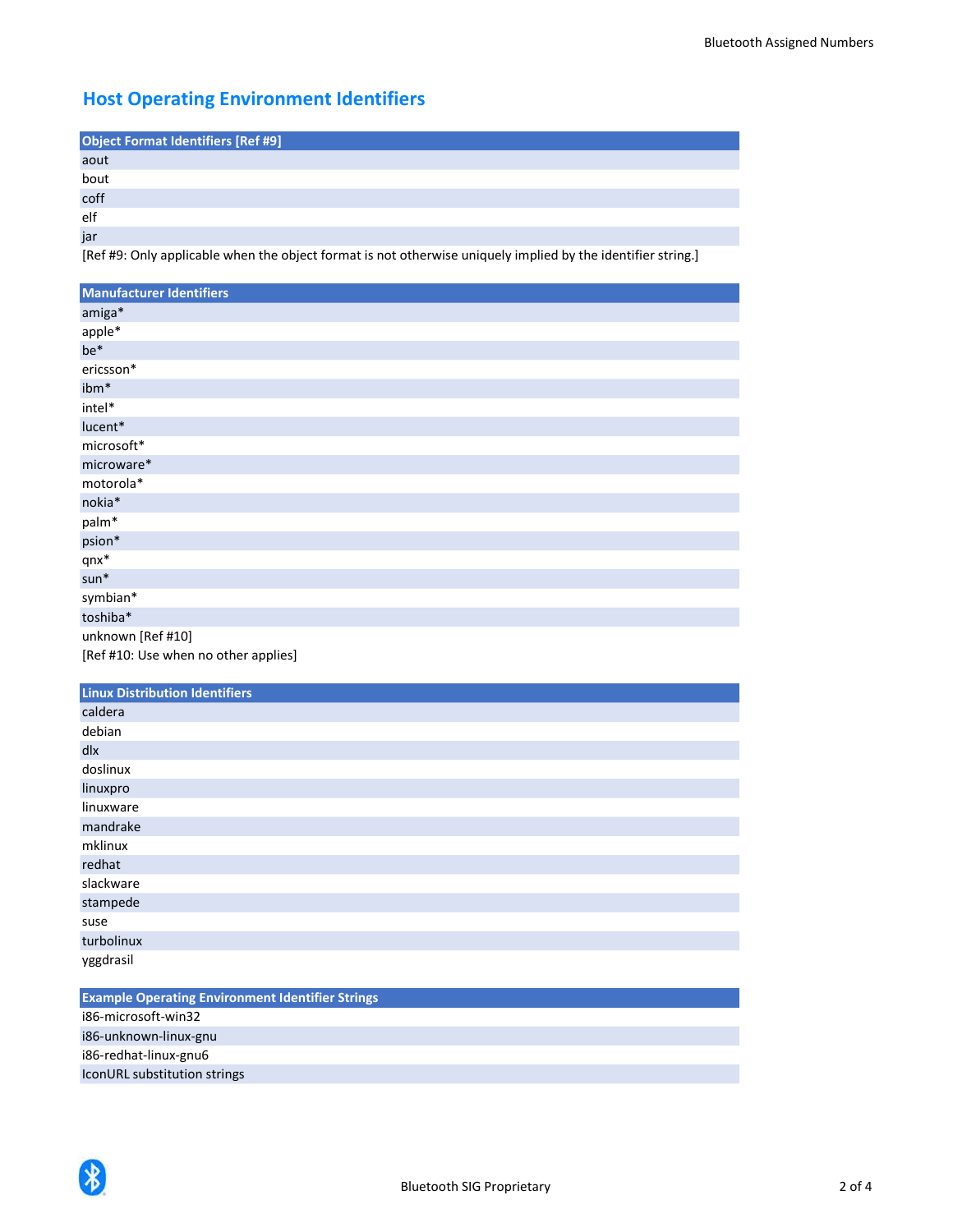## Host Operating Environment Identifiers

| Object Format Identifiers [Ref #9] |
|---|
| aout |
| bout |
| coff |
| elf |
| jar |

[Ref #9: Only applicable when the object format is not otherwise uniquely implied by the identifier string.]

| Manufacturer Identifiers |
|---|
| amiga* |
| apple* |
| be* |
| ericsson* |
| ibm* |
| intel* |
| lucent* |
| microsoft* |
| microware* |
| motorola* |
| nokia* |
| palm* |
| psion* |
| qnx* |
| sun* |
| symbian* |
| toshiba* |
| unknown [Ref #10] |

[Ref #10: Use when no other applies]

| Linux Distribution Identifiers |
|---|
| caldera |
| debian |
| dlx |
| doslinux |
| linuxpro |
| linuxware |
| mandrake |
| mklinux |
| redhat |
| slackware |
| stampede |
| suse |
| turbolinux |
| yggdrasil |

| Example Operating Environment Identifier Strings |
|---|
| i86-microsoft-win32 |
| i86-unknown-linux-gnu |
| i86-redhat-linux-gnu6 |
| IconURL substitution strings |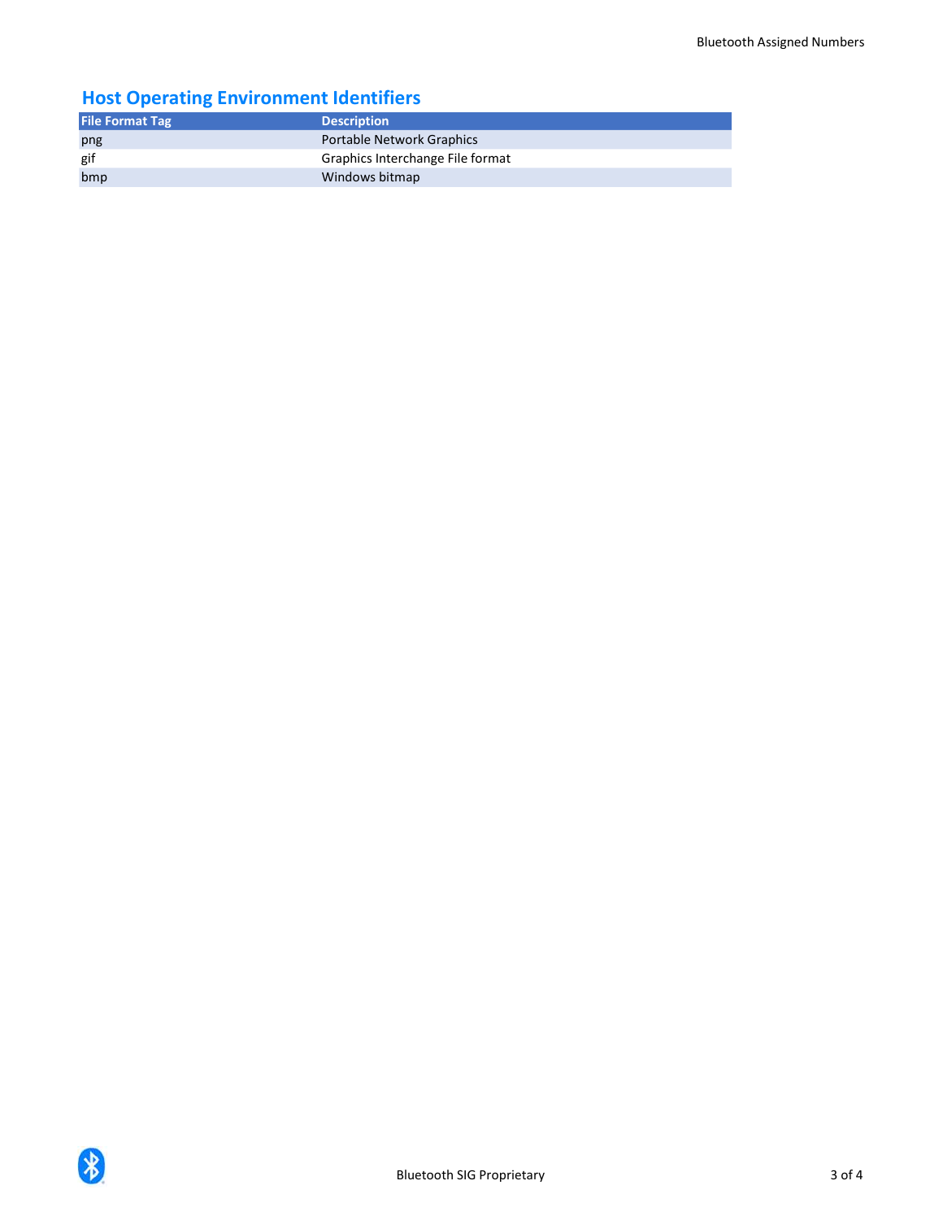## Host Operating Environment Identifiers

| File Format Tag | Description |
|---|---|
| png | Portable Network Graphics |
| gif | Graphics Interchange File format |
| bmp | Windows bitmap |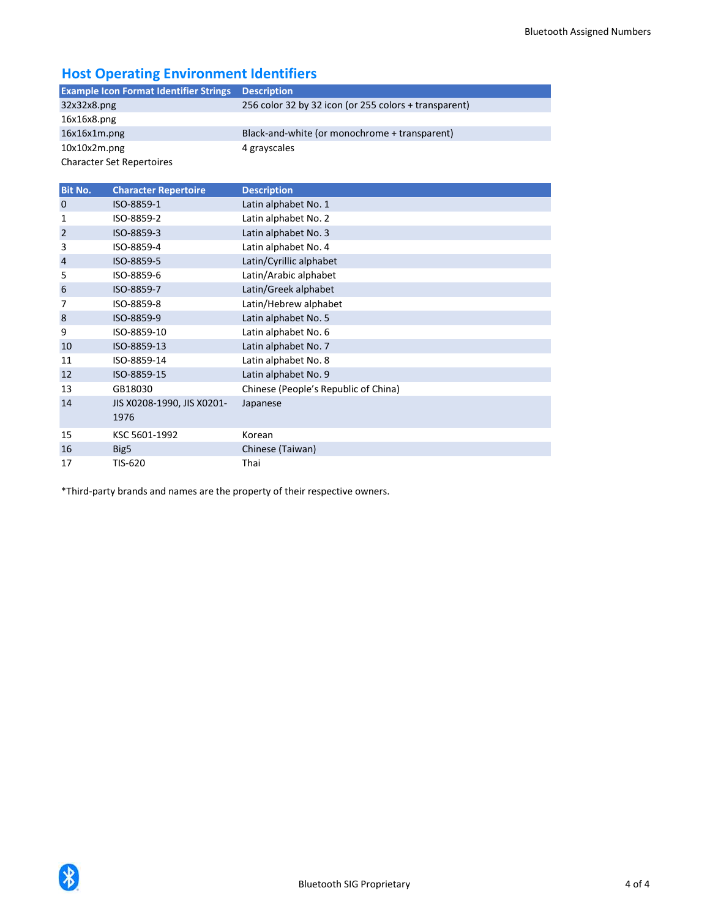## Host Operating Environment Identifiers

| Example Icon Format Identifier Strings | Description |
|---|---|
| 32x32x8.png | 256 color 32 by 32 icon (or 255 colors + transparent) |
| 16x16x8.png | |
| 16x16x1m.png | Black-and-white (or monochrome + transparent) |
| 10x10x2m.png | 4 grayscales |

Character Set Repertoires

| Bit No. | Character Repertoire | Description |
|---|---|---|
| 0 | ISO-8859-1 | Latin alphabet No. 1 |
| 1 | ISO-8859-2 | Latin alphabet No. 2 |
| 2 | ISO-8859-3 | Latin alphabet No. 3 |
| 3 | ISO-8859-4 | Latin alphabet No. 4 |
| 4 | ISO-8859-5 | Latin/Cyrillic alphabet |
| 5 | ISO-8859-6 | Latin/Arabic alphabet |
| 6 | ISO-8859-7 | Latin/Greek alphabet |
| 7 | ISO-8859-8 | Latin/Hebrew alphabet |
| 8 | ISO-8859-9 | Latin alphabet No. 5 |
| 9 | ISO-8859-10 | Latin alphabet No. 6 |
| 10 | ISO-8859-13 | Latin alphabet No. 7 |
| 11 | ISO-8859-14 | Latin alphabet No. 8 |
| 12 | ISO-8859-15 | Latin alphabet No. 9 |
| 13 | GB18030 | Chinese (People's Republic of China) |
| 14 | JIS X0208-1990, JIS X0201-1976 | Japanese |
| 15 | KSC 5601-1992 | Korean |
| 16 | Big5 | Chinese (Taiwan) |
| 17 | TIS-620 | Thai |

*Third-party brands and names are the property of their respective owners.

Bluetooth SIG Proprietary